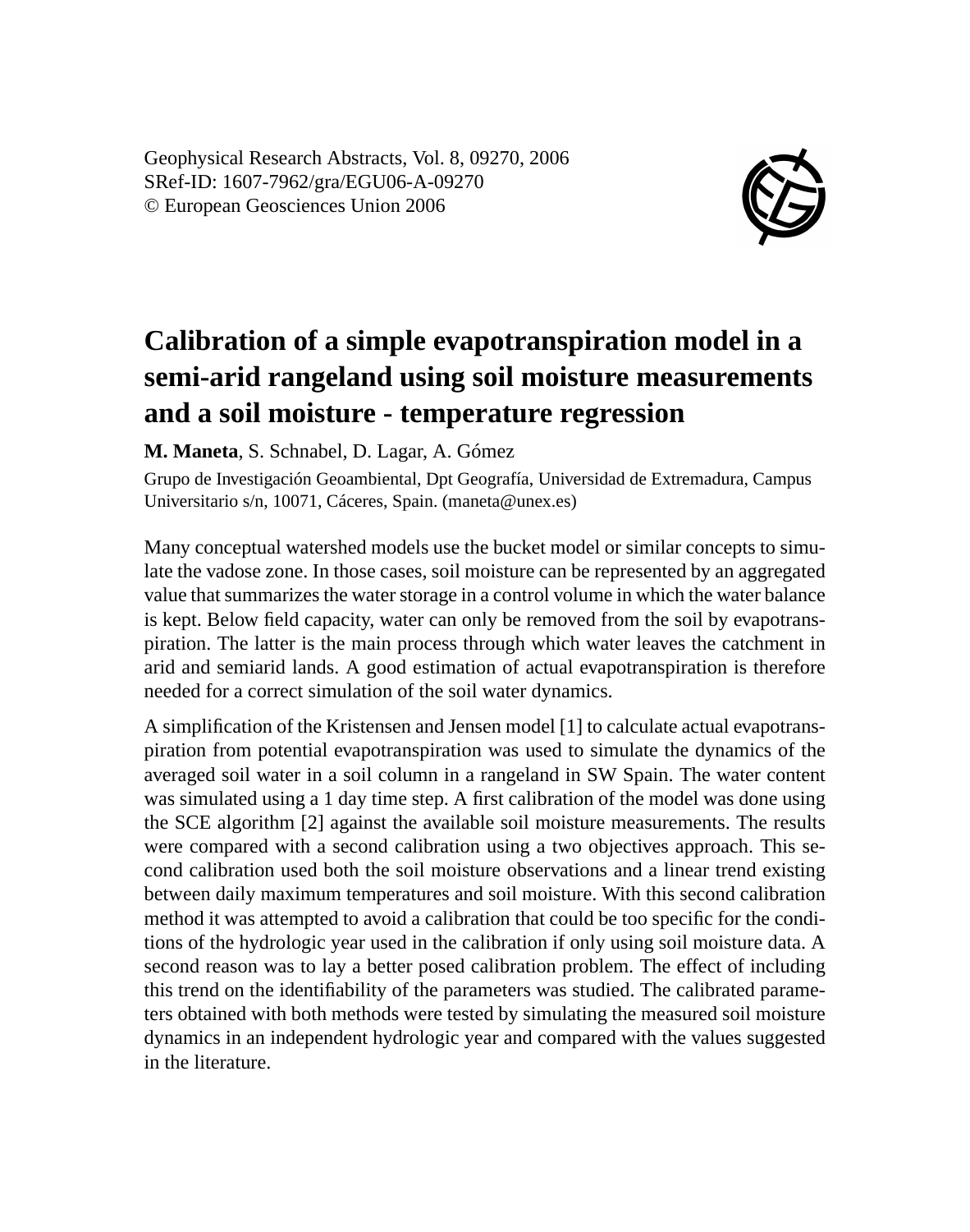Geophysical Research Abstracts, Vol. 8, 09270, 2006
SRef-ID: 1607-7962/gra/EGU06-A-09270
© European Geosciences Union 2006

# Calibration of a simple evapotranspiration model in a semi-arid rangeland using soil moisture measurements and a soil moisture - temperature regression

**M. Maneta**, S. Schnabel, D. Lagar, A. Gómez

Grupo de Investigación Geoambiental, Dpt Geografía, Universidad de Extremadura, Campus Universitario s/n, 10071, Cáceres, Spain. (maneta@unex.es)

Many conceptual watershed models use the bucket model or similar concepts to simulate the vadose zone. In those cases, soil moisture can be represented by an aggregated value that summarizes the water storage in a control volume in which the water balance is kept. Below field capacity, water can only be removed from the soil by evapotranspiration. The latter is the main process through which water leaves the catchment in arid and semiarid lands. A good estimation of actual evapotranspiration is therefore needed for a correct simulation of the soil water dynamics.

A simplification of the Kristensen and Jensen model [1] to calculate actual evapotranspiration from potential evapotranspiration was used to simulate the dynamics of the averaged soil water in a soil column in a rangeland in SW Spain. The water content was simulated using a 1 day time step. A first calibration of the model was done using the SCE algorithm [2] against the available soil moisture measurements. The results were compared with a second calibration using a two objectives approach. This second calibration used both the soil moisture observations and a linear trend existing between daily maximum temperatures and soil moisture. With this second calibration method it was attempted to avoid a calibration that could be too specific for the conditions of the hydrologic year used in the calibration if only using soil moisture data. A second reason was to lay a better posed calibration problem. The effect of including this trend on the identifiability of the parameters was studied. The calibrated parameters obtained with both methods were tested by simulating the measured soil moisture dynamics in an independent hydrologic year and compared with the values suggested in the literature.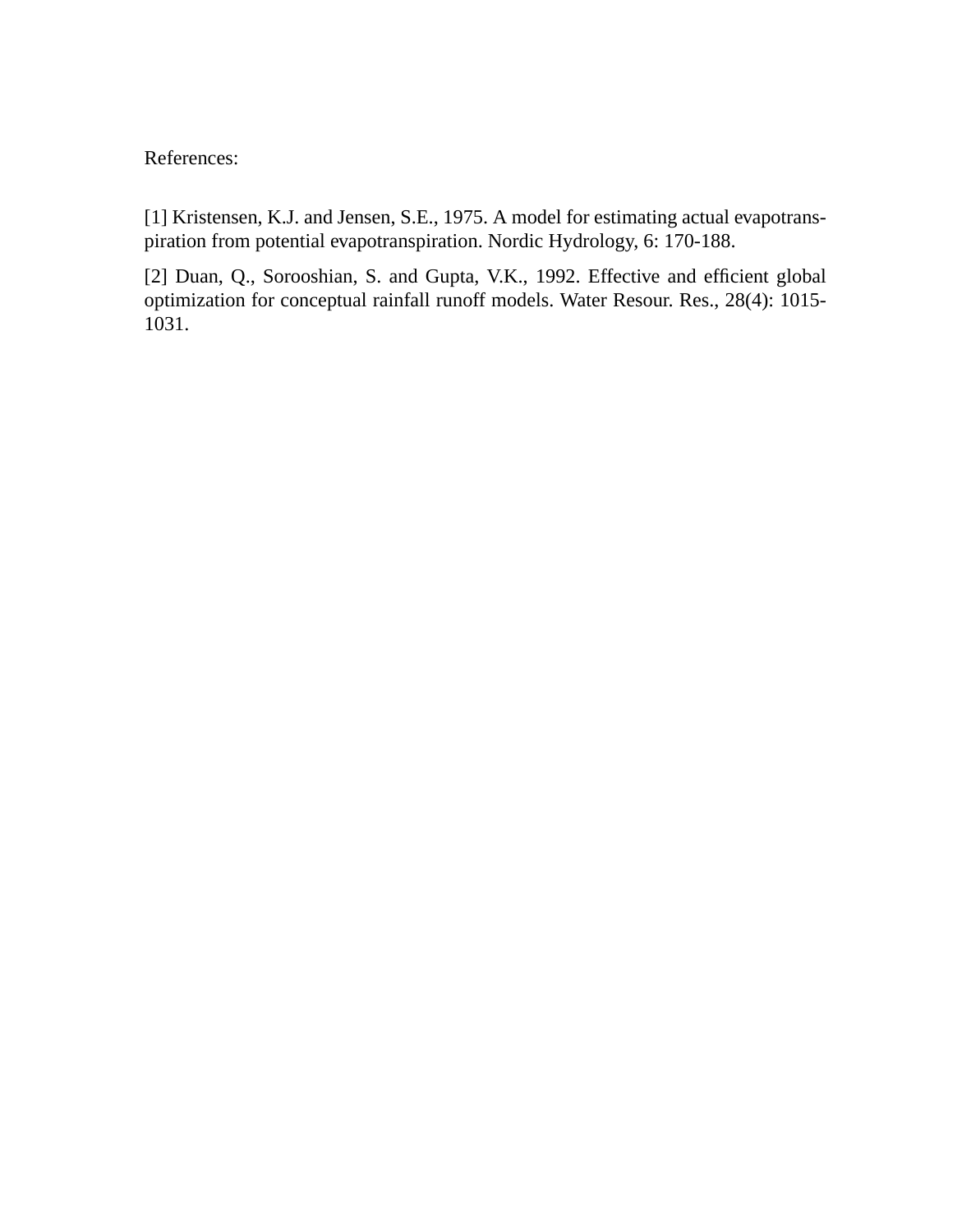References:

[1] Kristensen, K.J. and Jensen, S.E., 1975. A model for estimating actual evapotranspiration from potential evapotranspiration. Nordic Hydrology, 6: 170-188.

[2] Duan, Q., Sorooshian, S. and Gupta, V.K., 1992. Effective and efficient global optimization for conceptual rainfall runoff models. Water Resour. Res., 28(4): 1015-1031.